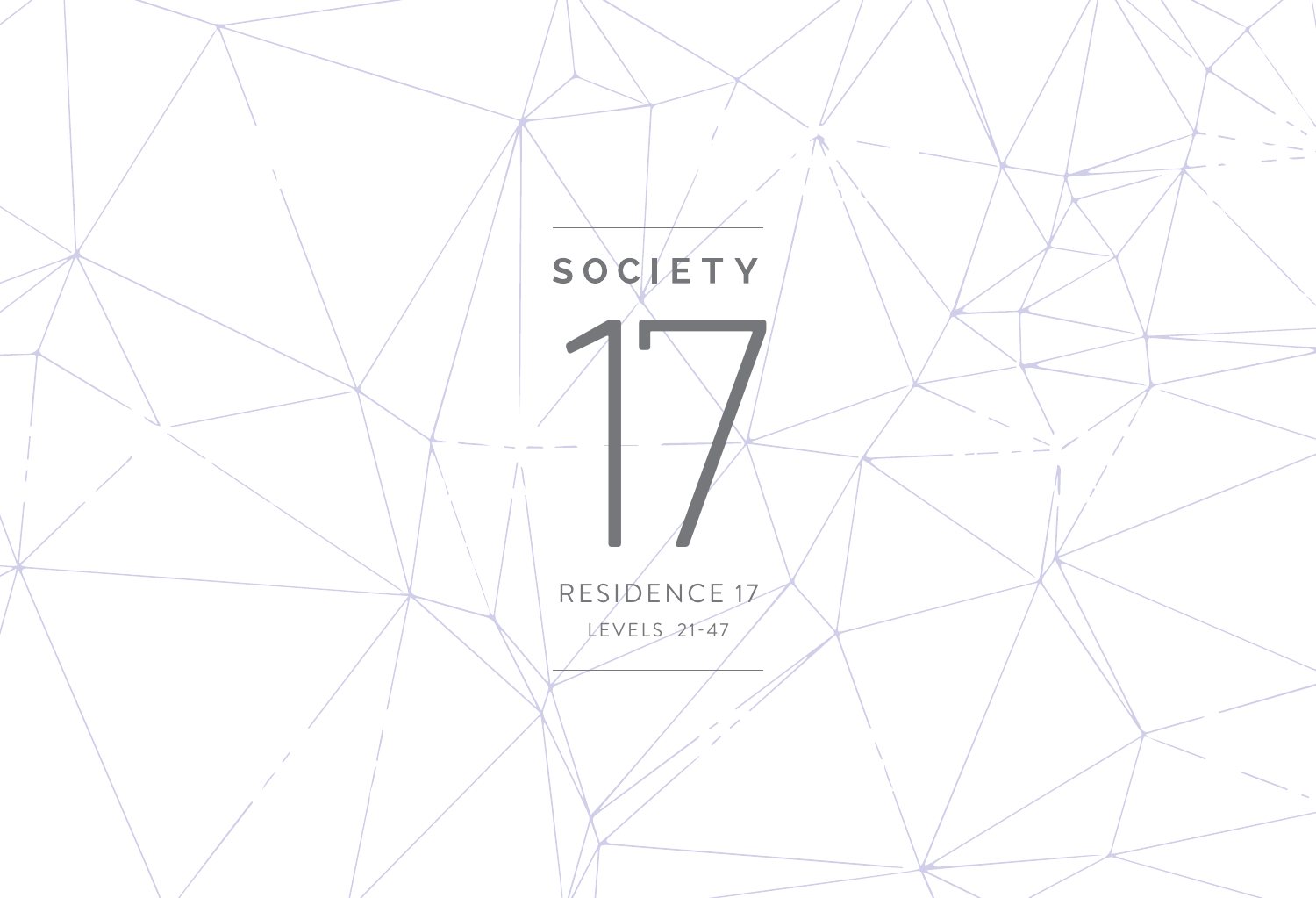# SOCIETY

# 17

RESIDENCE 17

LEVELS 21-47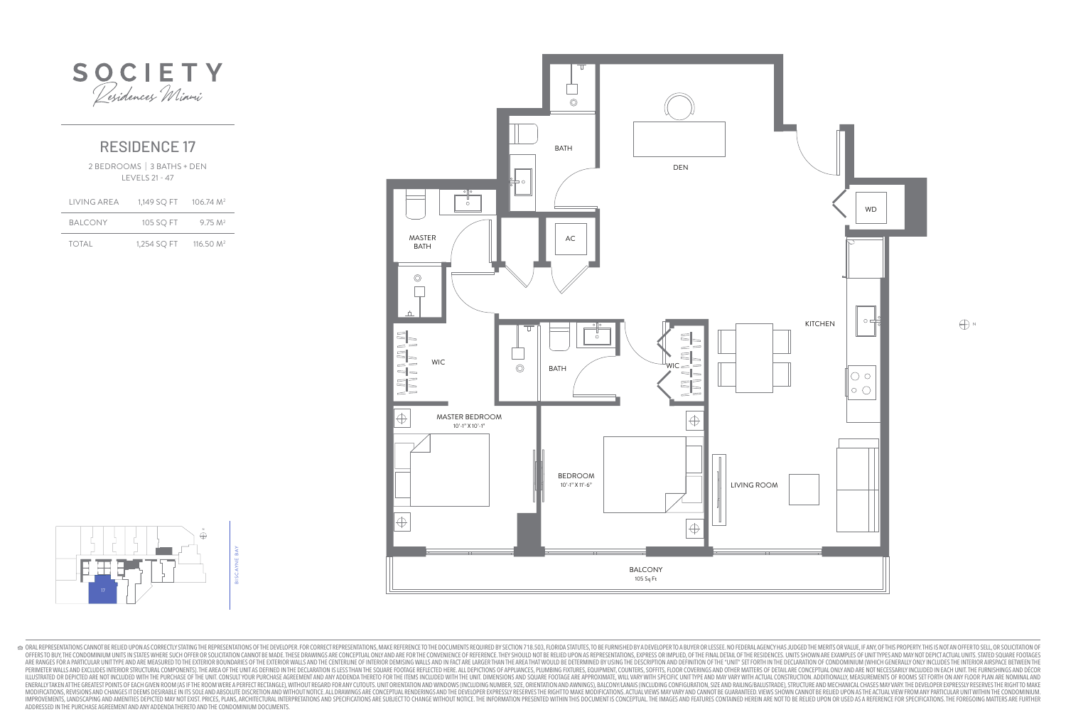# SOCIETY

*Residences Miami*

## RESIDENCE 17

2 BEDROOMS | 3 BATHS + DEN
LEVELS 21 - 47

| | | |
|---|---|---|
| LIVING AREA | 1,149 SQ FT | 106.74 M² |
| BALCONY | 105 SQ FT | 9.75 M² |
| TOTAL | 1,254 SQ FT | 116.50 M² |

BATH

DEN

MASTER BATH

AC

WD

WIC

BATH

WIC

KITCHEN

MASTER BEDROOM
10'-1" X 10'-1"

BEDROOM
10'-1" X 11'-6"

LIVING ROOM

BALCONY
105 Sq Ft

N

17

BISCAYNE BAY

ORAL REPRESENTATIONS CANNOT BE RELIED UPON AS CORRECTLY STATING THE REPRESENTATIONS OF THE DEVELOPER. FOR CORRECT REPRESENTATIONS, MAKE REFERENCE TO THE DOCUMENTS REQUIRED BY SECTION 718.503, FLORIDA STATUTES, TO BE FURNISHED BY A DEVELOPER TO A BUYER OR LESSEE. NO FEDERAL AGENCY HAS JUDGED THE MERITS OR VALUE, IF ANY, OF THIS PROPERTY. THIS IS NOT AN OFFER TO SELL, OR SOLICITATION OF OFFERS TO BUY, THE CONDOMINIUM UNITS IN STATES WHERE SUCH OFFER OR SOLICITATION CANNOT BE MADE. THESE DRAWINGS ARE CONCEPTUAL ONLY AND ARE FOR THE CONVENIENCE OF REFERENCE. THEY SHOULD NOT BE RELIED UPON AS REPRESENTATIONS, EXPRESS OR IMPLIED, OF THE FINAL DETAIL OF THE RESIDENCES. UNITS SHOWN ARE EXAMPLES OF UNIT TYPES AND MAY NOT DEPICT ACTUAL UNITS. STATED SQUARE FOOTAGES ARE RANGES FOR A PARTICULAR UNIT TYPE AND ARE MEASURED TO THE EXTERIOR BOUNDARIES OF THE EXTERIOR WALLS AND THE CENTERLINE OF INTERIOR DEMISING WALLS AND IN FACT ARE LARGER THAN THE AREA THAT WOULD BE DETERMINED BY USING THE DESCRIPTION AND DEFINITION OF THE "UNIT" SET FORTH IN THE DECLARATION OF CONDOMINIUM (WHICH GENERALLY ONLY INCLUDES THE INTERIOR AIRSPACE BETWEEN THE PERIMETER WALLS AND EXCLUDES INTERIOR STRUCTURAL COMPONENTS). THE AREA OF THE UNIT AS DEFINED IN THE DECLARATION IS LESS THAN THE SQUARE FOOTAGE REFLECTED HERE. ALL DEPICTIONS OF APPLIANCES, PLUMBING FIXTURES, EQUIPMENT, COUNTERS, SOFFITS, FLOOR COVERINGS AND OTHER MATTERS OF DETAIL ARE CONCEPTUAL ONLY AND ARE NOT NECESSARILY INCLUDED IN EACH UNIT. THE FURNISHINGS AND DÉCOR ILLUSTRATED OR DEPICTED ARE NOT INCLUDED WITH THE PURCHASE OF THE UNIT. CONSULT YOUR PURCHASE AGREEMENT AND ANY ADDENDA THERETO FOR THE ITEMS INCLUDED WITH THE UNIT. DIMENSIONS AND SQUARE FOOTAGE ARE APPROXIMATE, WILL VARY WITH SPECIFIC UNIT TYPE AND MAY VARY WITH ACTUAL CONSTRUCTION. ADDITIONALLY, MEASUREMENTS OF ROOMS SET FORTH ON ANY FLOOR PLAN ARE NOMINAL AND GENERALLY TAKEN AT THE GREATEST POINTS OF EACH GIVEN ROOM (AS IF THE ROOM WERE A PERFECT RECTANGLE), WITHOUT REGARD FOR ANY CUTOUTS. UNIT ORIENTATION AND WINDOWS (INCLUDING NUMBER, SIZE, ORIENTATION AND AWNINGS), BALCONY/LANAIS (INCLUDING CONFIGURATION, SIZE AND RAILING/BALUSTRADE), STRUCTURE AND MECHANICAL CHASES MAY VARY. THE DEVELOPER EXPRESSLY RESERVES THE RIGHT TO MAKE MODIFICATIONS, REVISIONS AND CHANGES IT DEEMS DESIRABLE IN ITS SOLE AND ABSOLUTE DISCRETION AND WITHOUT NOTICE. ALL DRAWINGS ARE CONCEPTUAL RENDERINGS AND THE DEVELOPER EXPRESSLY RESERVES THE RIGHT TO MAKE MODIFICATIONS. ACTUAL VIEWS MAY VARY AND CANNOT BE GUARANTEED. VIEWS SHOWN CANNOT BE RELIED UPON AS THE ACTUAL VIEW FROM ANY PARTICULAR UNIT WITHIN THE CONDOMINIUM. IMPROVEMENTS, LANDSCAPING AND AMENITIES DEPICTED MAY NOT EXIST. PRICES, PLANS, ARCHITECTURAL INTERPRETATIONS AND SPECIFICATIONS ARE SUBJECT TO CHANGE WITHOUT NOTICE. THE INFORMATION PRESENTED WITHIN THIS DOCUMENT IS CONCEPTUAL. THE IMAGES AND FEATURES CONTAINED HEREIN ARE NOT TO BE RELIED UPON OR USED AS A REFERENCE FOR SPECIFICATIONS. THE FOREGOING MATTERS ARE FURTHER ADDRESSED IN THE PURCHASE AGREEMENT AND ANY ADDENDA THERETO AND THE CONDOMINIUM DOCUMENTS.